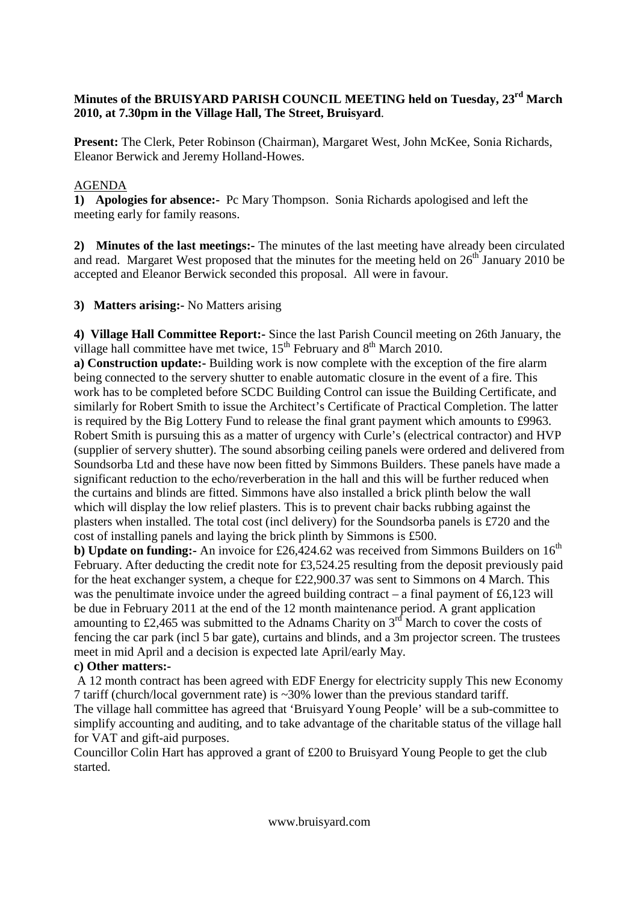**Minutes of the BRUISYARD PARISH COUNCIL MEETING held on Tuesday, 23rd March 2010, at 7.30pm in the Village Hall, The Street, Bruisyard**.

**Present:** The Clerk, Peter Robinson (Chairman), Margaret West, John McKee, Sonia Richards, Eleanor Berwick and Jeremy Holland-Howes.

AGENDA

**1) Apologies for absence:-** Pc Mary Thompson. Sonia Richards apologised and left the meeting early for family reasons.

**2) Minutes of the last meetings:-** The minutes of the last meeting have already been circulated and read. Margaret West proposed that the minutes for the meeting held on 26th January 2010 be accepted and Eleanor Berwick seconded this proposal. All were in favour.

**3) Matters arising:-** No Matters arising

**4) Village Hall Committee Report:-** Since the last Parish Council meeting on 26th January, the village hall committee have met twice, 15th February and 8th March 2010.

**a) Construction update:-** Building work is now complete with the exception of the fire alarm being connected to the servery shutter to enable automatic closure in the event of a fire. This work has to be completed before SCDC Building Control can issue the Building Certificate, and similarly for Robert Smith to issue the Architect's Certificate of Practical Completion. The latter is required by the Big Lottery Fund to release the final grant payment which amounts to £9963. Robert Smith is pursuing this as a matter of urgency with Curle's (electrical contractor) and HVP (supplier of servery shutter). The sound absorbing ceiling panels were ordered and delivered from Soundsorba Ltd and these have now been fitted by Simmons Builders. These panels have made a significant reduction to the echo/reverberation in the hall and this will be further reduced when the curtains and blinds are fitted. Simmons have also installed a brick plinth below the wall which will display the low relief plasters. This is to prevent chair backs rubbing against the plasters when installed. The total cost (incl delivery) for the Soundsorba panels is £720 and the cost of installing panels and laying the brick plinth by Simmons is £500.

**b) Update on funding:-** An invoice for £26,424.62 was received from Simmons Builders on 16th February. After deducting the credit note for £3,524.25 resulting from the deposit previously paid for the heat exchanger system, a cheque for £22,900.37 was sent to Simmons on 4 March. This was the penultimate invoice under the agreed building contract – a final payment of £6,123 will be due in February 2011 at the end of the 12 month maintenance period. A grant application amounting to £2,465 was submitted to the Adnams Charity on 3rd March to cover the costs of fencing the car park (incl 5 bar gate), curtains and blinds, and a 3m projector screen. The trustees meet in mid April and a decision is expected late April/early May.

**c) Other matters:-**

A 12 month contract has been agreed with EDF Energy for electricity supply This new Economy 7 tariff (church/local government rate) is ~30% lower than the previous standard tariff.

The village hall committee has agreed that 'Bruisyard Young People' will be a sub-committee to simplify accounting and auditing, and to take advantage of the charitable status of the village hall for VAT and gift-aid purposes.

Councillor Colin Hart has approved a grant of £200 to Bruisyard Young People to get the club started.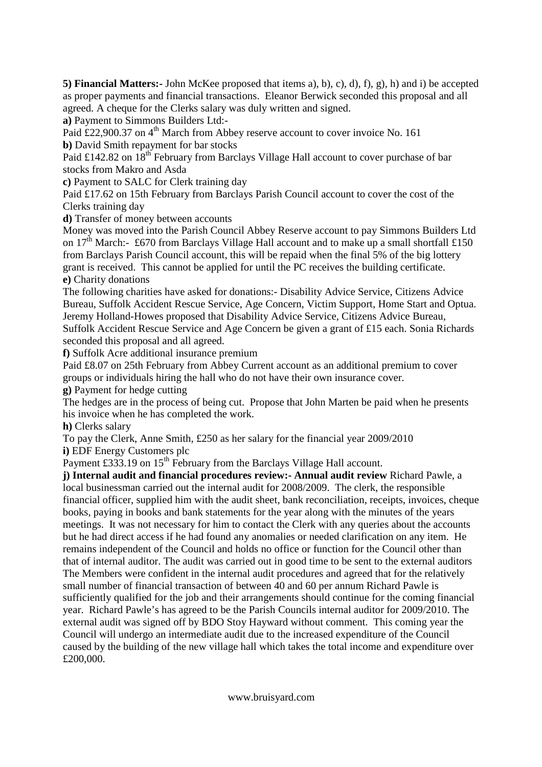**5) Financial Matters:-** John McKee proposed that items a), b), c), d), f), g), h) and i) be accepted as proper payments and financial transactions. Eleanor Berwick seconded this proposal and all agreed. A cheque for the Clerks salary was duly written and signed.

**a)** Payment to Simmons Builders Ltd:-

Paid £22,900.37 on 4th March from Abbey reserve account to cover invoice No. 161

**b)** David Smith repayment for bar stocks

Paid £142.82 on 18th February from Barclays Village Hall account to cover purchase of bar stocks from Makro and Asda

**c)** Payment to SALC for Clerk training day

Paid £17.62 on 15th February from Barclays Parish Council account to cover the cost of the Clerks training day

**d)** Transfer of money between accounts

Money was moved into the Parish Council Abbey Reserve account to pay Simmons Builders Ltd on 17th March:- £670 from Barclays Village Hall account and to make up a small shortfall £150 from Barclays Parish Council account, this will be repaid when the final 5% of the big lottery grant is received. This cannot be applied for until the PC receives the building certificate.

**e)** Charity donations

The following charities have asked for donations:- Disability Advice Service, Citizens Advice Bureau, Suffolk Accident Rescue Service, Age Concern, Victim Support, Home Start and Optua. Jeremy Holland-Howes proposed that Disability Advice Service, Citizens Advice Bureau, Suffolk Accident Rescue Service and Age Concern be given a grant of £15 each. Sonia Richards seconded this proposal and all agreed.

**f)** Suffolk Acre additional insurance premium

Paid £8.07 on 25th February from Abbey Current account as an additional premium to cover groups or individuals hiring the hall who do not have their own insurance cover.

**g)** Payment for hedge cutting

The hedges are in the process of being cut. Propose that John Marten be paid when he presents his invoice when he has completed the work.

**h)** Clerks salary

To pay the Clerk, Anne Smith, £250 as her salary for the financial year 2009/2010

**i)** EDF Energy Customers plc

Payment £333.19 on 15th February from the Barclays Village Hall account.

**j) Internal audit and financial procedures review:- Annual audit review** Richard Pawle, a local businessman carried out the internal audit for 2008/2009. The clerk, the responsible financial officer, supplied him with the audit sheet, bank reconciliation, receipts, invoices, cheque books, paying in books and bank statements for the year along with the minutes of the years meetings. It was not necessary for him to contact the Clerk with any queries about the accounts but he had direct access if he had found any anomalies or needed clarification on any item. He remains independent of the Council and holds no office or function for the Council other than that of internal auditor. The audit was carried out in good time to be sent to the external auditors The Members were confident in the internal audit procedures and agreed that for the relatively small number of financial transaction of between 40 and 60 per annum Richard Pawle is sufficiently qualified for the job and their arrangements should continue for the coming financial year. Richard Pawle's has agreed to be the Parish Councils internal auditor for 2009/2010. The external audit was signed off by BDO Stoy Hayward without comment. This coming year the Council will undergo an intermediate audit due to the increased expenditure of the Council caused by the building of the new village hall which takes the total income and expenditure over £200,000.

www.bruisyard.com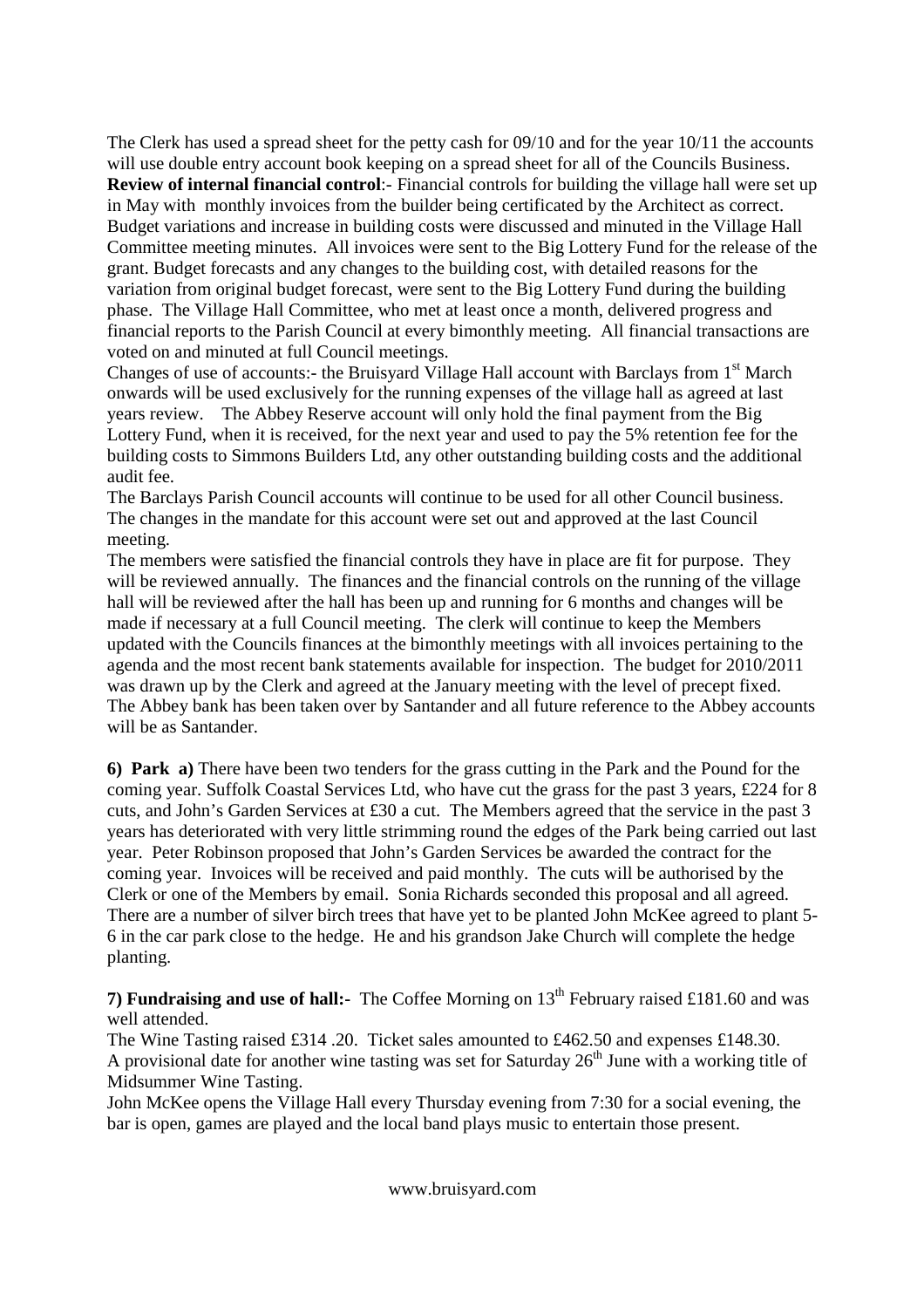The Clerk has used a spread sheet for the petty cash for 09/10 and for the year 10/11 the accounts will use double entry account book keeping on a spread sheet for all of the Councils Business.
**Review of internal financial control**:- Financial controls for building the village hall were set up in May with monthly invoices from the builder being certificated by the Architect as correct. Budget variations and increase in building costs were discussed and minuted in the Village Hall Committee meeting minutes. All invoices were sent to the Big Lottery Fund for the release of the grant. Budget forecasts and any changes to the building cost, with detailed reasons for the variation from original budget forecast, were sent to the Big Lottery Fund during the building phase. The Village Hall Committee, who met at least once a month, delivered progress and financial reports to the Parish Council at every bimonthly meeting. All financial transactions are voted on and minuted at full Council meetings.
Changes of use of accounts:- the Bruisyard Village Hall account with Barclays from 1st March onwards will be used exclusively for the running expenses of the village hall as agreed at last years review. The Abbey Reserve account will only hold the final payment from the Big Lottery Fund, when it is received, for the next year and used to pay the 5% retention fee for the building costs to Simmons Builders Ltd, any other outstanding building costs and the additional audit fee.
The Barclays Parish Council accounts will continue to be used for all other Council business. The changes in the mandate for this account were set out and approved at the last Council meeting.
The members were satisfied the financial controls they have in place are fit for purpose. They will be reviewed annually. The finances and the financial controls on the running of the village hall will be reviewed after the hall has been up and running for 6 months and changes will be made if necessary at a full Council meeting. The clerk will continue to keep the Members updated with the Councils finances at the bimonthly meetings with all invoices pertaining to the agenda and the most recent bank statements available for inspection. The budget for 2010/2011 was drawn up by the Clerk and agreed at the January meeting with the level of precept fixed. The Abbey bank has been taken over by Santander and all future reference to the Abbey accounts will be as Santander.

**6) Park a)** There have been two tenders for the grass cutting in the Park and the Pound for the coming year. Suffolk Coastal Services Ltd, who have cut the grass for the past 3 years, £224 for 8 cuts, and John's Garden Services at £30 a cut. The Members agreed that the service in the past 3 years has deteriorated with very little strimming round the edges of the Park being carried out last year. Peter Robinson proposed that John's Garden Services be awarded the contract for the coming year. Invoices will be received and paid monthly. The cuts will be authorised by the Clerk or one of the Members by email. Sonia Richards seconded this proposal and all agreed. There are a number of silver birch trees that have yet to be planted John McKee agreed to plant 5-6 in the car park close to the hedge. He and his grandson Jake Church will complete the hedge planting.

**7) Fundraising and use of hall:**- The Coffee Morning on 13th February raised £181.60 and was well attended.
The Wine Tasting raised £314 .20. Ticket sales amounted to £462.50 and expenses £148.30. A provisional date for another wine tasting was set for Saturday 26th June with a working title of Midsummer Wine Tasting.
John McKee opens the Village Hall every Thursday evening from 7:30 for a social evening, the bar is open, games are played and the local band plays music to entertain those present.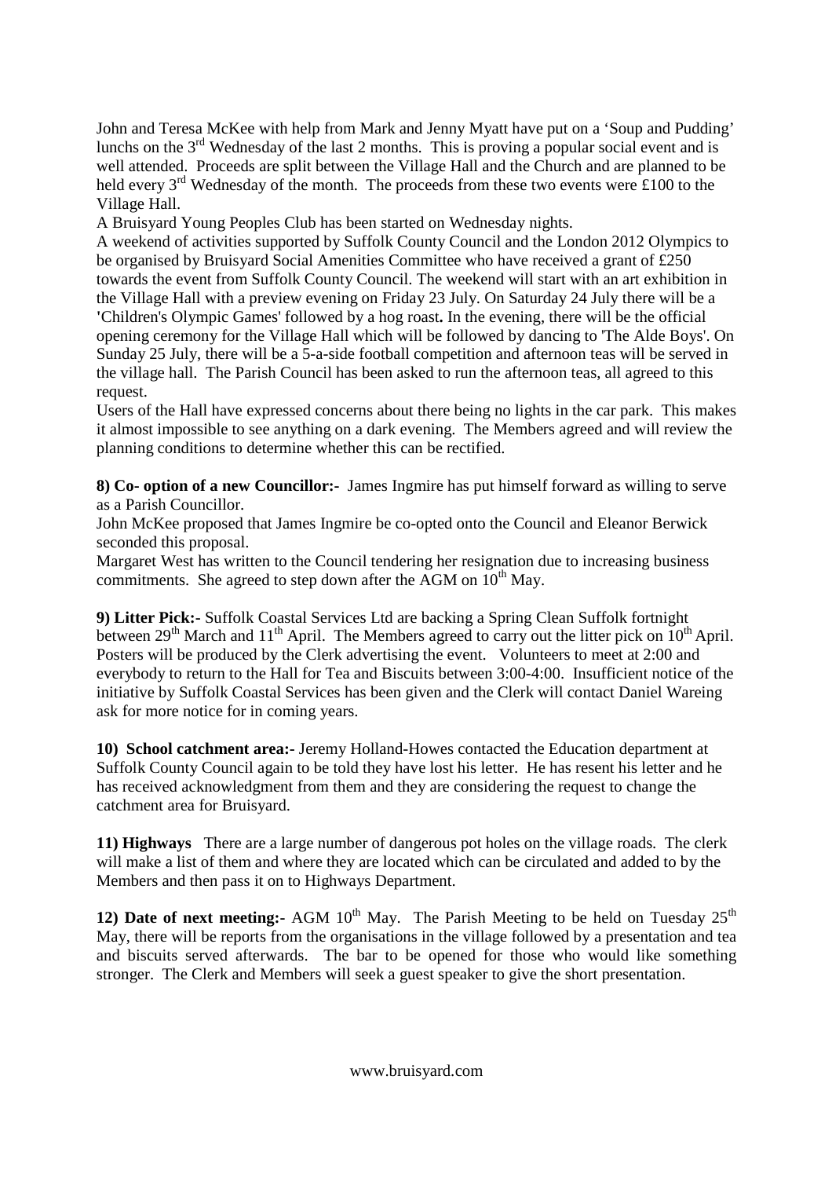John and Teresa McKee with help from Mark and Jenny Myatt have put on a 'Soup and Pudding' lunchs on the 3rd Wednesday of the last 2 months. This is proving a popular social event and is well attended. Proceeds are split between the Village Hall and the Church and are planned to be held every 3rd Wednesday of the month. The proceeds from these two events were £100 to the Village Hall.

A Bruisyard Young Peoples Club has been started on Wednesday nights.

A weekend of activities supported by Suffolk County Council and the London 2012 Olympics to be organised by Bruisyard Social Amenities Committee who have received a grant of £250 towards the event from Suffolk County Council. The weekend will start with an art exhibition in the Village Hall with a preview evening on Friday 23 July. On Saturday 24 July there will be a 'Children's Olympic Games' followed by a hog roast**.** In the evening, there will be the official opening ceremony for the Village Hall which will be followed by dancing to 'The Alde Boys'. On Sunday 25 July, there will be a 5-a-side football competition and afternoon teas will be served in the village hall. The Parish Council has been asked to run the afternoon teas, all agreed to this request.

Users of the Hall have expressed concerns about there being no lights in the car park. This makes it almost impossible to see anything on a dark evening. The Members agreed and will review the planning conditions to determine whether this can be rectified.

**8) Co- option of a new Councillor:-** James Ingmire has put himself forward as willing to serve as a Parish Councillor.

John McKee proposed that James Ingmire be co-opted onto the Council and Eleanor Berwick seconded this proposal.

Margaret West has written to the Council tendering her resignation due to increasing business commitments. She agreed to step down after the AGM on 10th May.

**9) Litter Pick:-** Suffolk Coastal Services Ltd are backing a Spring Clean Suffolk fortnight between 29th March and 11th April. The Members agreed to carry out the litter pick on 10th April. Posters will be produced by the Clerk advertising the event. Volunteers to meet at 2:00 and everybody to return to the Hall for Tea and Biscuits between 3:00-4:00. Insufficient notice of the initiative by Suffolk Coastal Services has been given and the Clerk will contact Daniel Wareing ask for more notice for in coming years.

**10) School catchment area:-** Jeremy Holland-Howes contacted the Education department at Suffolk County Council again to be told they have lost his letter. He has resent his letter and he has received acknowledgment from them and they are considering the request to change the catchment area for Bruisyard.

**11) Highways** There are a large number of dangerous pot holes on the village roads. The clerk will make a list of them and where they are located which can be circulated and added to by the Members and then pass it on to Highways Department.

**12) Date of next meeting:-** AGM 10th May. The Parish Meeting to be held on Tuesday 25th May, there will be reports from the organisations in the village followed by a presentation and tea and biscuits served afterwards. The bar to be opened for those who would like something stronger. The Clerk and Members will seek a guest speaker to give the short presentation.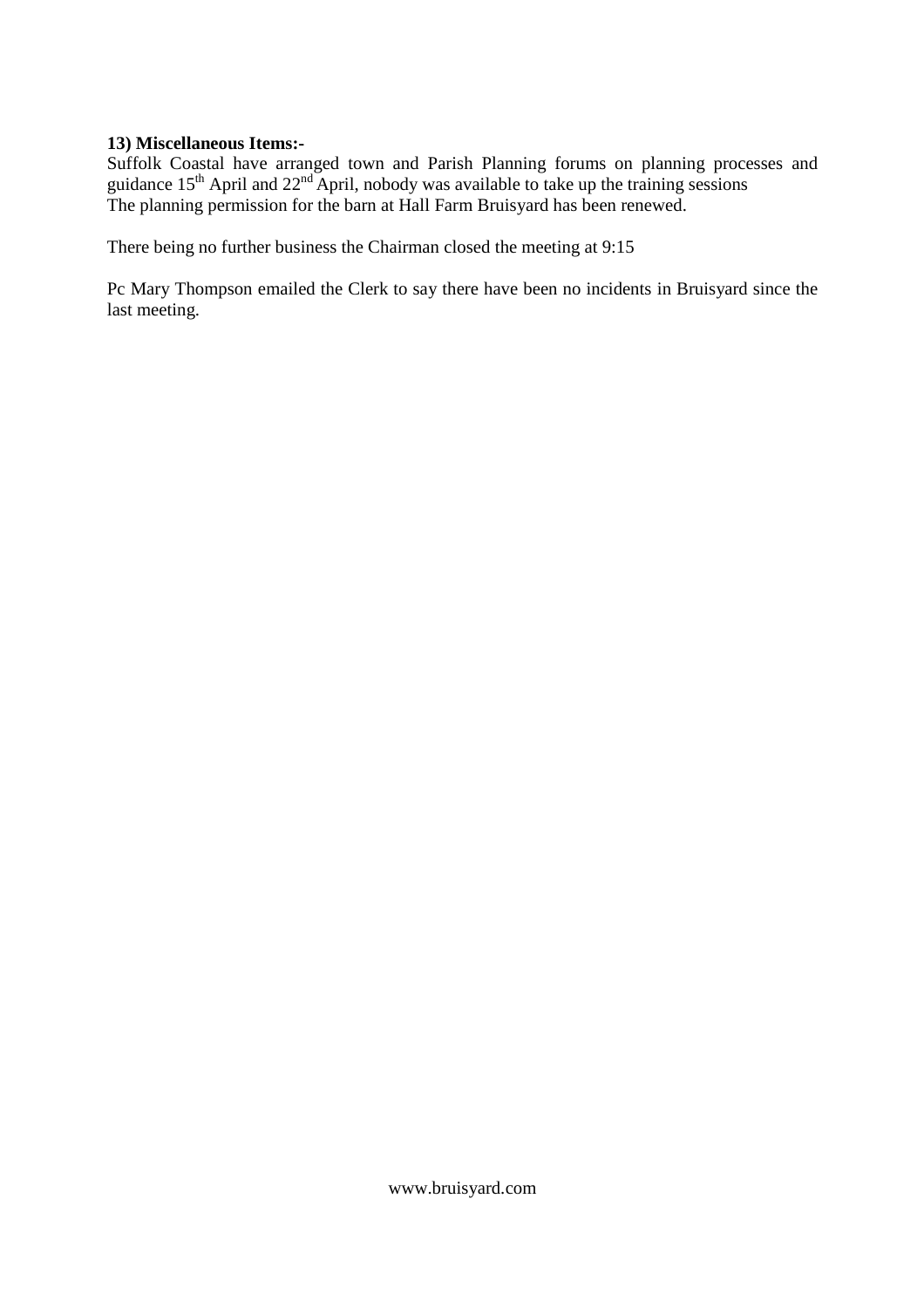**13) Miscellaneous Items:-**

Suffolk Coastal have arranged town and Parish Planning forums on planning processes and guidance 15th April and 22nd April, nobody was available to take up the training sessions
The planning permission for the barn at Hall Farm Bruisyard has been renewed.

There being no further business the Chairman closed the meeting at 9:15

Pc Mary Thompson emailed the Clerk to say there have been no incidents in Bruisyard since the last meeting.